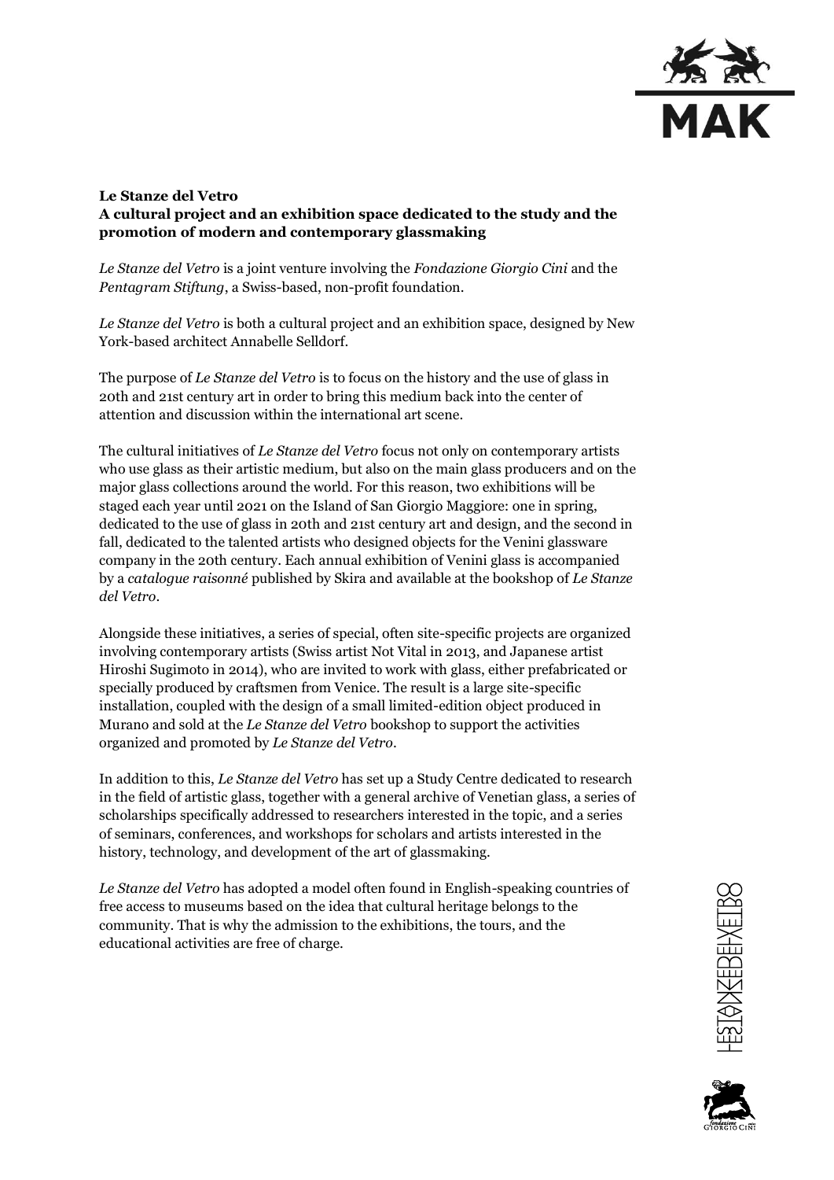**Le Stanze del Vetro**
**A cultural project and an exhibition space dedicated to the study and the promotion of modern and contemporary glassmaking**

*Le Stanze del Vetro* is a joint venture involving the *Fondazione Giorgio Cini* and the *Pentagram Stiftung*, a Swiss-based, non-profit foundation.

*Le Stanze del Vetro* is both a cultural project and an exhibition space, designed by New York-based architect Annabelle Selldorf.

The purpose of *Le Stanze del Vetro* is to focus on the history and the use of glass in 20th and 21st century art in order to bring this medium back into the center of attention and discussion within the international art scene.

The cultural initiatives of *Le Stanze del Vetro* focus not only on contemporary artists who use glass as their artistic medium, but also on the main glass producers and on the major glass collections around the world. For this reason, two exhibitions will be staged each year until 2021 on the Island of San Giorgio Maggiore: one in spring, dedicated to the use of glass in 20th and 21st century art and design, and the second in fall, dedicated to the talented artists who designed objects for the Venini glassware company in the 20th century. Each annual exhibition of Venini glass is accompanied by a *catalogue raisonné* published by Skira and available at the bookshop of *Le Stanze del Vetro*.

Alongside these initiatives, a series of special, often site-specific projects are organized involving contemporary artists (Swiss artist Not Vital in 2013, and Japanese artist Hiroshi Sugimoto in 2014), who are invited to work with glass, either prefabricated or specially produced by craftsmen from Venice. The result is a large site-specific installation, coupled with the design of a small limited-edition object produced in Murano and sold at the *Le Stanze del Vetro* bookshop to support the activities organized and promoted by *Le Stanze del Vetro*.

In addition to this, *Le Stanze del Vetro* has set up a Study Centre dedicated to research in the field of artistic glass, together with a general archive of Venetian glass, a series of scholarships specifically addressed to researchers interested in the topic, and a series of seminars, conferences, and workshops for scholars and artists interested in the history, technology, and development of the art of glassmaking.

*Le Stanze del Vetro* has adopted a model often found in English-speaking countries of free access to museums based on the idea that cultural heritage belongs to the community. That is why the admission to the exhibitions, the tours, and the educational activities are free of charge.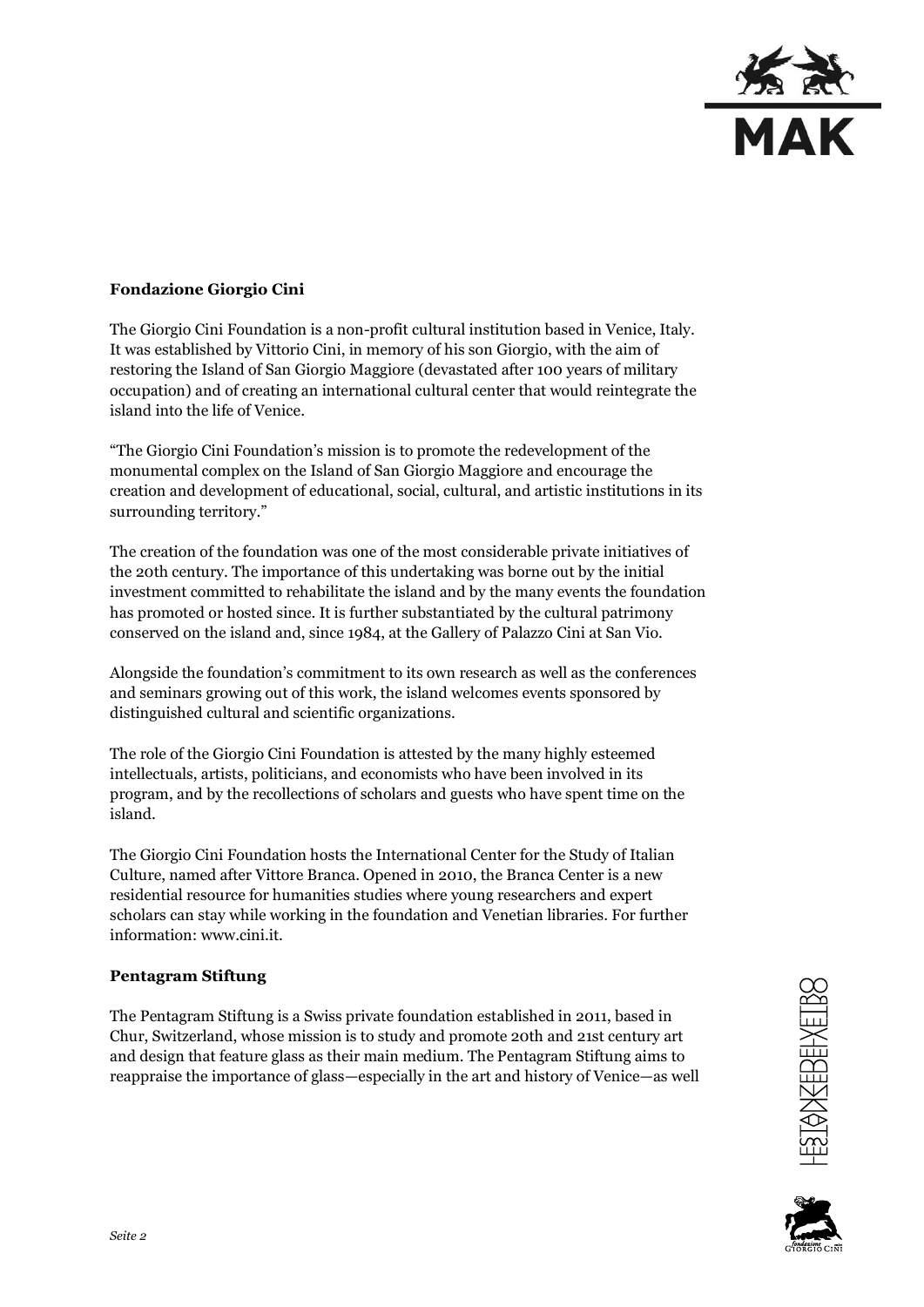**Fondazione Giorgio Cini**

The Giorgio Cini Foundation is a non-profit cultural institution based in Venice, Italy. It was established by Vittorio Cini, in memory of his son Giorgio, with the aim of restoring the Island of San Giorgio Maggiore (devastated after 100 years of military occupation) and of creating an international cultural center that would reintegrate the island into the life of Venice.

"The Giorgio Cini Foundation's mission is to promote the redevelopment of the monumental complex on the Island of San Giorgio Maggiore and encourage the creation and development of educational, social, cultural, and artistic institutions in its surrounding territory."

The creation of the foundation was one of the most considerable private initiatives of the 20th century. The importance of this undertaking was borne out by the initial investment committed to rehabilitate the island and by the many events the foundation has promoted or hosted since. It is further substantiated by the cultural patrimony conserved on the island and, since 1984, at the Gallery of Palazzo Cini at San Vio.

Alongside the foundation's commitment to its own research as well as the conferences and seminars growing out of this work, the island welcomes events sponsored by distinguished cultural and scientific organizations.

The role of the Giorgio Cini Foundation is attested by the many highly esteemed intellectuals, artists, politicians, and economists who have been involved in its program, and by the recollections of scholars and guests who have spent time on the island.

The Giorgio Cini Foundation hosts the International Center for the Study of Italian Culture, named after Vittore Branca. Opened in 2010, the Branca Center is a new residential resource for humanities studies where young researchers and expert scholars can stay while working in the foundation and Venetian libraries. For further information: www.cini.it.

**Pentagram Stiftung**

The Pentagram Stiftung is a Swiss private foundation established in 2011, based in Chur, Switzerland, whose mission is to study and promote 20th and 21st century art and design that feature glass as their main medium. The Pentagram Stiftung aims to reappraise the importance of glass—especially in the art and history of Venice—as well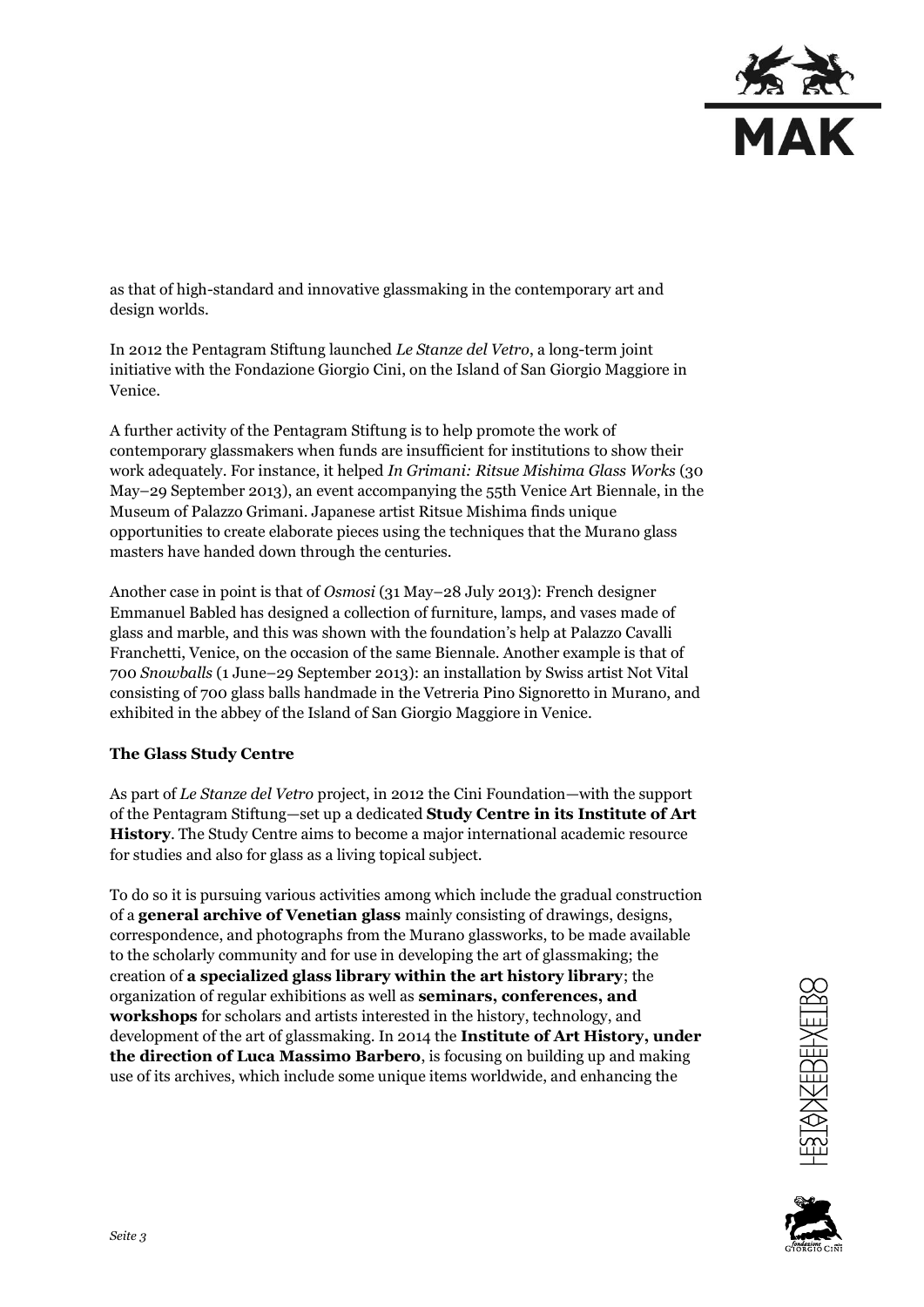as that of high-standard and innovative glassmaking in the contemporary art and design worlds.

In 2012 the Pentagram Stiftung launched *Le Stanze del Vetro*, a long-term joint initiative with the Fondazione Giorgio Cini, on the Island of San Giorgio Maggiore in Venice.

A further activity of the Pentagram Stiftung is to help promote the work of contemporary glassmakers when funds are insufficient for institutions to show their work adequately. For instance, it helped *In Grimani: Ritsue Mishima Glass Works* (30 May–29 September 2013), an event accompanying the 55th Venice Art Biennale, in the Museum of Palazzo Grimani. Japanese artist Ritsue Mishima finds unique opportunities to create elaborate pieces using the techniques that the Murano glass masters have handed down through the centuries.

Another case in point is that of *Osmosi* (31 May–28 July 2013): French designer Emmanuel Babled has designed a collection of furniture, lamps, and vases made of glass and marble, and this was shown with the foundation's help at Palazzo Cavalli Franchetti, Venice, on the occasion of the same Biennale. Another example is that of 700 *Snowballs* (1 June–29 September 2013): an installation by Swiss artist Not Vital consisting of 700 glass balls handmade in the Vetreria Pino Signoretto in Murano, and exhibited in the abbey of the Island of San Giorgio Maggiore in Venice.

**The Glass Study Centre**

As part of *Le Stanze del Vetro* project, in 2012 the Cini Foundation—with the support of the Pentagram Stiftung—set up a dedicated **Study Centre in its Institute of Art History**. The Study Centre aims to become a major international academic resource for studies and also for glass as a living topical subject.

To do so it is pursuing various activities among which include the gradual construction of a **general archive of Venetian glass** mainly consisting of drawings, designs, correspondence, and photographs from the Murano glassworks, to be made available to the scholarly community and for use in developing the art of glassmaking; the creation of **a specialized glass library within the art history library**; the organization of regular exhibitions as well as **seminars, conferences, and workshops** for scholars and artists interested in the history, technology, and development of the art of glassmaking. In 2014 the **Institute of Art History, under the direction of Luca Massimo Barbero**, is focusing on building up and making use of its archives, which include some unique items worldwide, and enhancing the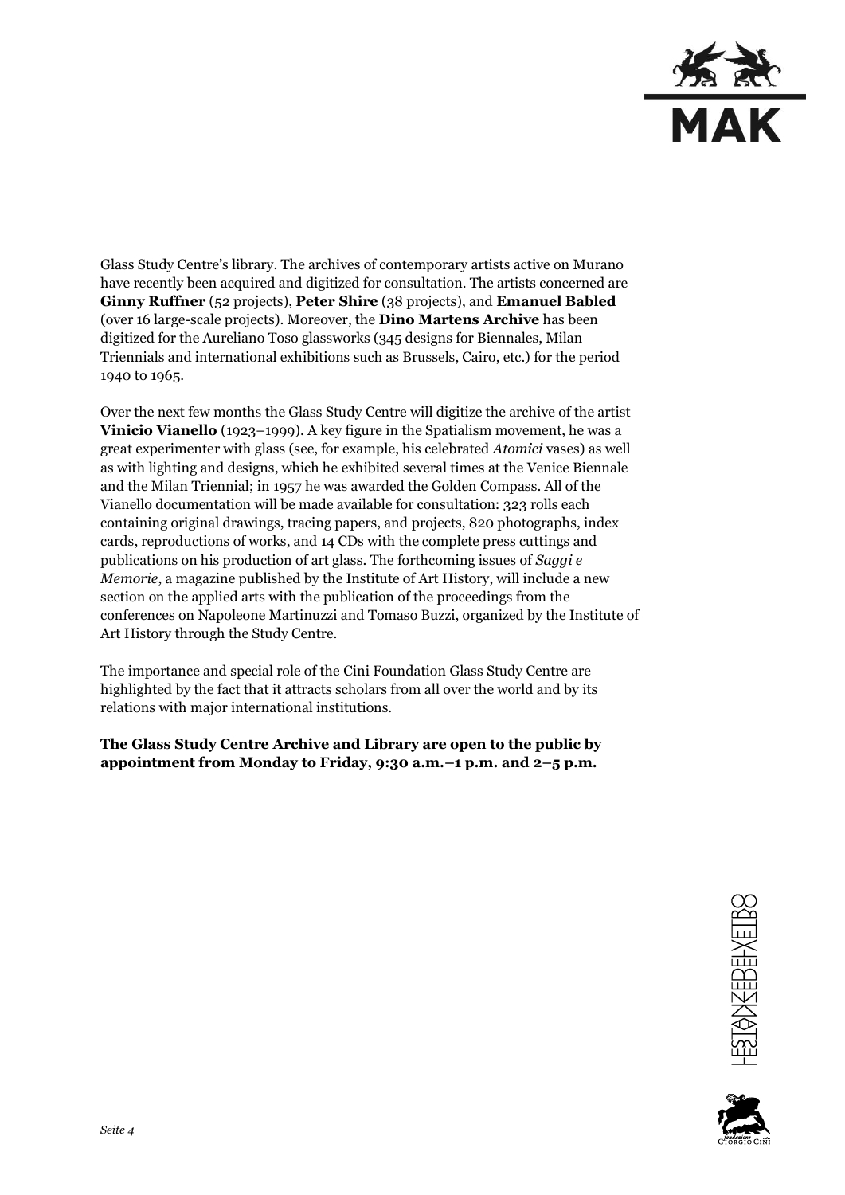Glass Study Centre's library. The archives of contemporary artists active on Murano have recently been acquired and digitized for consultation. The artists concerned are **Ginny Ruffner** (52 projects), **Peter Shire** (38 projects), and **Emanuel Babled** (over 16 large-scale projects). Moreover, the **Dino Martens Archive** has been digitized for the Aureliano Toso glassworks (345 designs for Biennales, Milan Triennials and international exhibitions such as Brussels, Cairo, etc.) for the period 1940 to 1965.

Over the next few months the Glass Study Centre will digitize the archive of the artist **Vinicio Vianello** (1923–1999). A key figure in the Spatialism movement, he was a great experimenter with glass (see, for example, his celebrated *Atomici* vases) as well as with lighting and designs, which he exhibited several times at the Venice Biennale and the Milan Triennial; in 1957 he was awarded the Golden Compass. All of the Vianello documentation will be made available for consultation: 323 rolls each containing original drawings, tracing papers, and projects, 820 photographs, index cards, reproductions of works, and 14 CDs with the complete press cuttings and publications on his production of art glass. The forthcoming issues of *Saggi e Memorie*, a magazine published by the Institute of Art History, will include a new section on the applied arts with the publication of the proceedings from the conferences on Napoleone Martinuzzi and Tomaso Buzzi, organized by the Institute of Art History through the Study Centre.

The importance and special role of the Cini Foundation Glass Study Centre are highlighted by the fact that it attracts scholars from all over the world and by its relations with major international institutions.

**The Glass Study Centre Archive and Library are open to the public by appointment from Monday to Friday, 9:30 a.m.–1 p.m. and 2–5 p.m.**